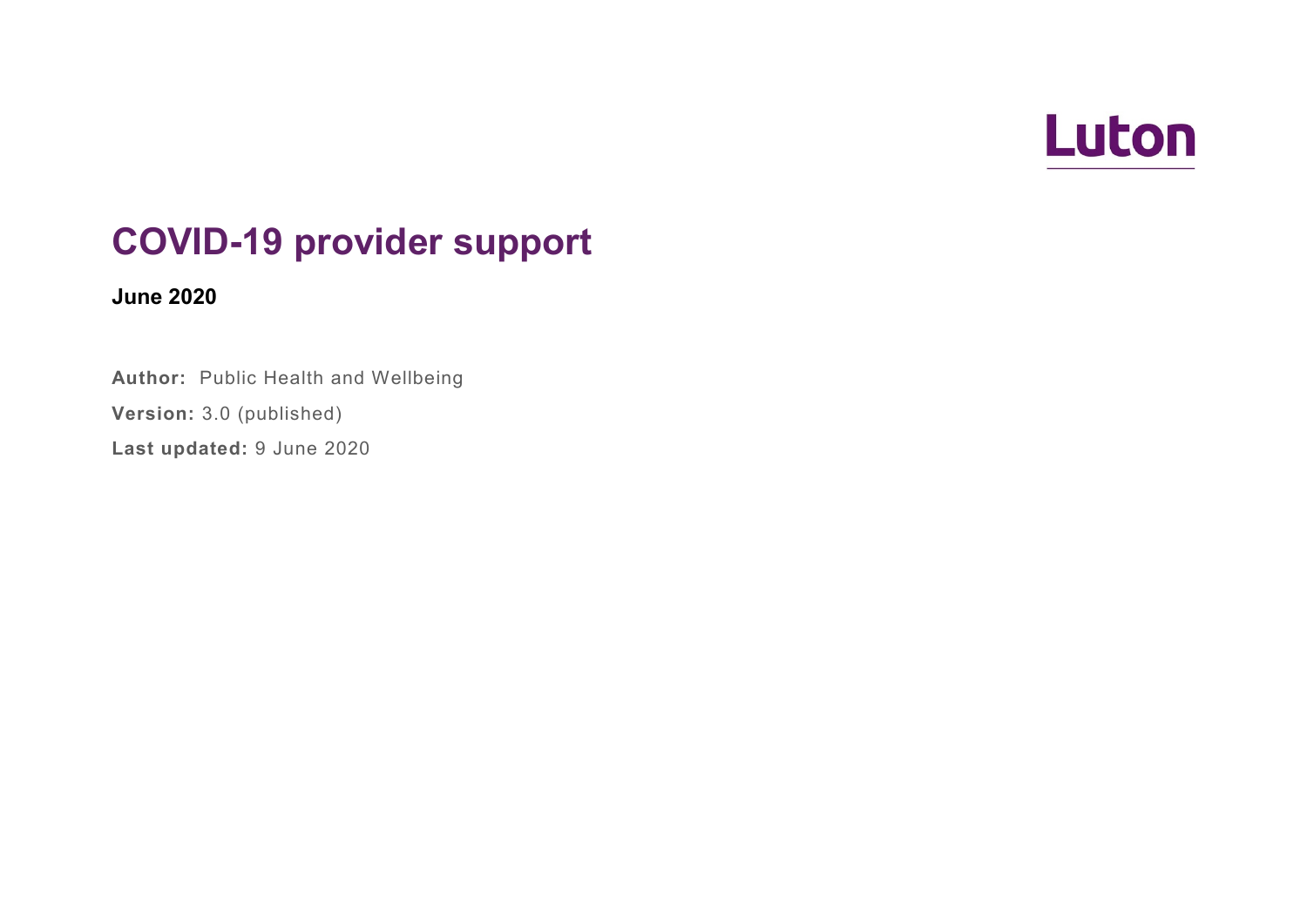Luton

# COVID-19 provider support

**June 2020**

**Author:** Public Health and Wellbeing

**Version:** 3.0 (published)

**Last updated:** 9 June 2020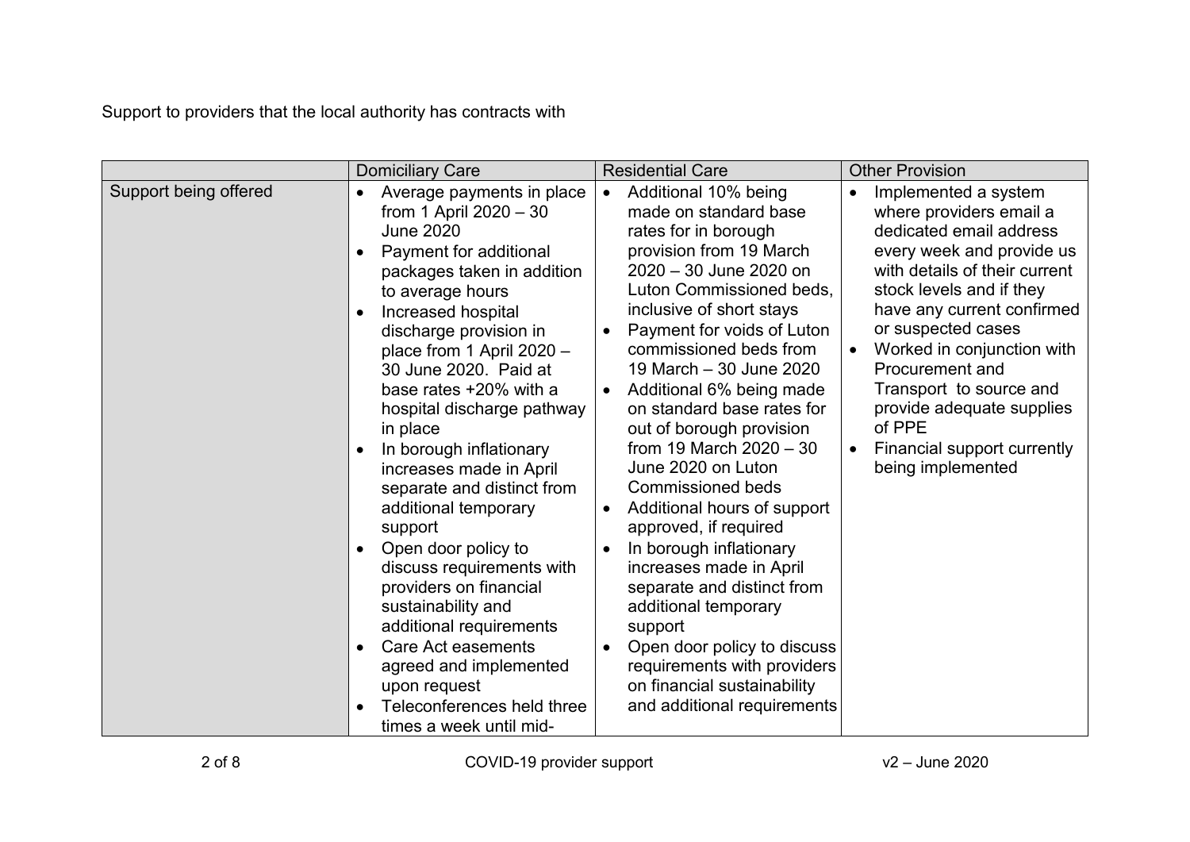Support to providers that the local authority has contracts with

| | Domiciliary Care | Residential Care | Other Provision |
|---|---|---|---|
| Support being offered | • Average payments in place from 1 April 2020 – 30 June 2020<br>• Payment for additional packages taken in addition to average hours<br>• Increased hospital discharge provision in place from 1 April 2020 – 30 June 2020. Paid at base rates +20% with a hospital discharge pathway in place<br>• In borough inflationary increases made in April separate and distinct from additional temporary support<br>• Open door policy to discuss requirements with providers on financial sustainability and additional requirements<br>• Care Act easements agreed and implemented upon request<br>• Teleconferences held three times a week until mid- | • Additional 10% being made on standard base rates for in borough provision from 19 March 2020 – 30 June 2020 on Luton Commissioned beds, inclusive of short stays<br>• Payment for voids of Luton commissioned beds from 19 March – 30 June 2020<br>• Additional 6% being made on standard base rates for out of borough provision from 19 March 2020 – 30 June 2020 on Luton Commissioned beds<br>• Additional hours of support approved, if required<br>• In borough inflationary increases made in April separate and distinct from additional temporary support<br>• Open door policy to discuss requirements with providers on financial sustainability and additional requirements | • Implemented a system where providers email a dedicated email address every week and provide us with details of their current stock levels and if they have any current confirmed or suspected cases<br>• Worked in conjunction with Procurement and Transport to source and provide adequate supplies of PPE<br>• Financial support currently being implemented |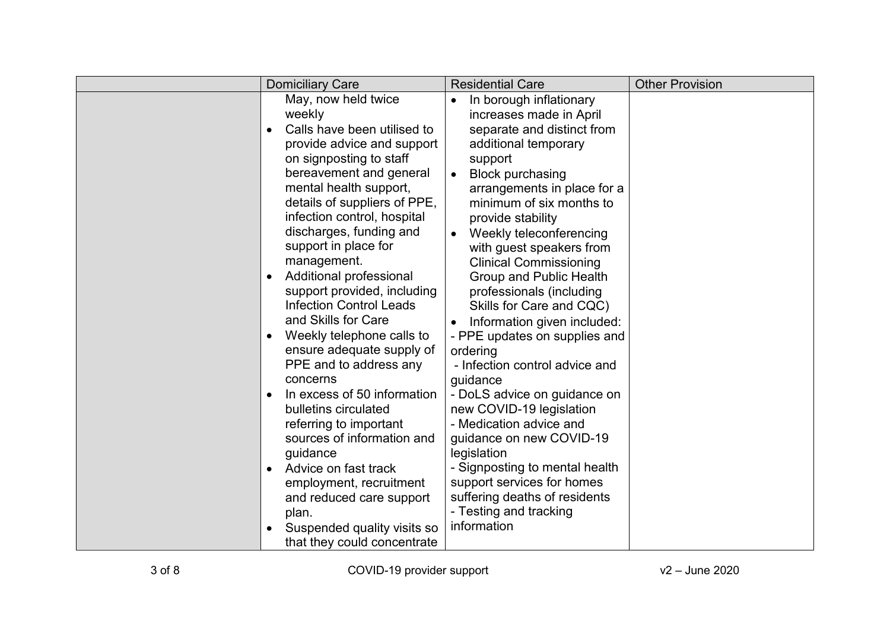| | Domiciliary Care | Residential Care | Other Provision |
|---|---|---|---|
| | May, now held twice weekly<br>• Calls have been utilised to provide advice and support on signposting to staff bereavement and general mental health support, details of suppliers of PPE, infection control, hospital discharges, funding and support in place for management.<br>• Additional professional support provided, including Infection Control Leads and Skills for Care<br>• Weekly telephone calls to ensure adequate supply of PPE and to address any concerns<br>• In excess of 50 information bulletins circulated referring to important sources of information and guidance<br>• Advice on fast track employment, recruitment and reduced care support plan.<br>• Suspended quality visits so that they could concentrate | • In borough inflationary increases made in April separate and distinct from additional temporary support<br>• Block purchasing arrangements in place for a minimum of six months to provide stability<br>• Weekly teleconferencing with guest speakers from Clinical Commissioning Group and Public Health professionals (including Skills for Care and CQC)<br>• Information given included:<br>- PPE updates on supplies and ordering<br>- Infection control advice and guidance<br>- DoLS advice on guidance on new COVID-19 legislation<br>- Medication advice and guidance on new COVID-19 legislation<br>- Signposting to mental health support services for homes suffering deaths of residents<br>- Testing and tracking information | |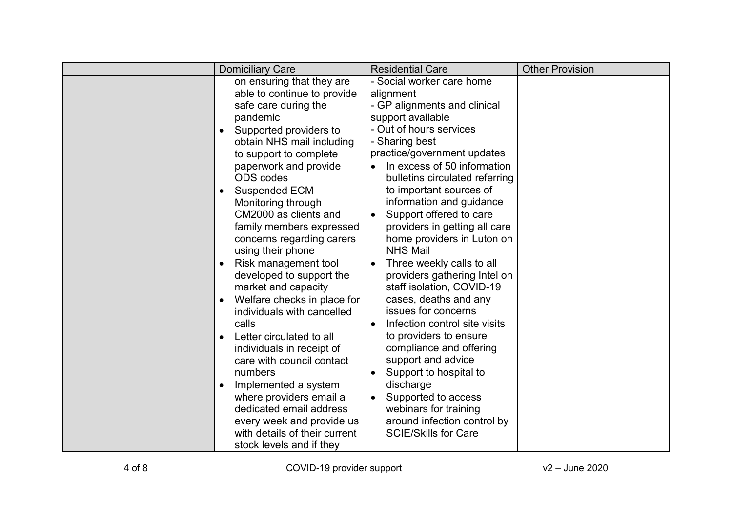| | Domiciliary Care | Residential Care | Other Provision |
|---|---|---|---|
| | on ensuring that they are able to continue to provide safe care during the pandemic<br>• Supported providers to obtain NHS mail including to support to complete paperwork and provide ODS codes<br>• Suspended ECM Monitoring through CM2000 as clients and family members expressed concerns regarding carers using their phone<br>• Risk management tool developed to support the market and capacity<br>• Welfare checks in place for individuals with cancelled calls<br>• Letter circulated to all individuals in receipt of care with council contact numbers<br>• Implemented a system where providers email a dedicated email address every week and provide us with details of their current stock levels and if they | - Social worker care home alignment<br>- GP alignments and clinical support available<br>- Out of hours services<br>- Sharing best practice/government updates<br>• In excess of 50 information bulletins circulated referring to important sources of information and guidance<br>• Support offered to care providers in getting all care home providers in Luton on NHS Mail<br>• Three weekly calls to all providers gathering Intel on staff isolation, COVID-19 cases, deaths and any issues for concerns<br>• Infection control site visits to providers to ensure compliance and offering support and advice<br>• Support to hospital to discharge<br>• Supported to access webinars for training around infection control by SCIE/Skills for Care | |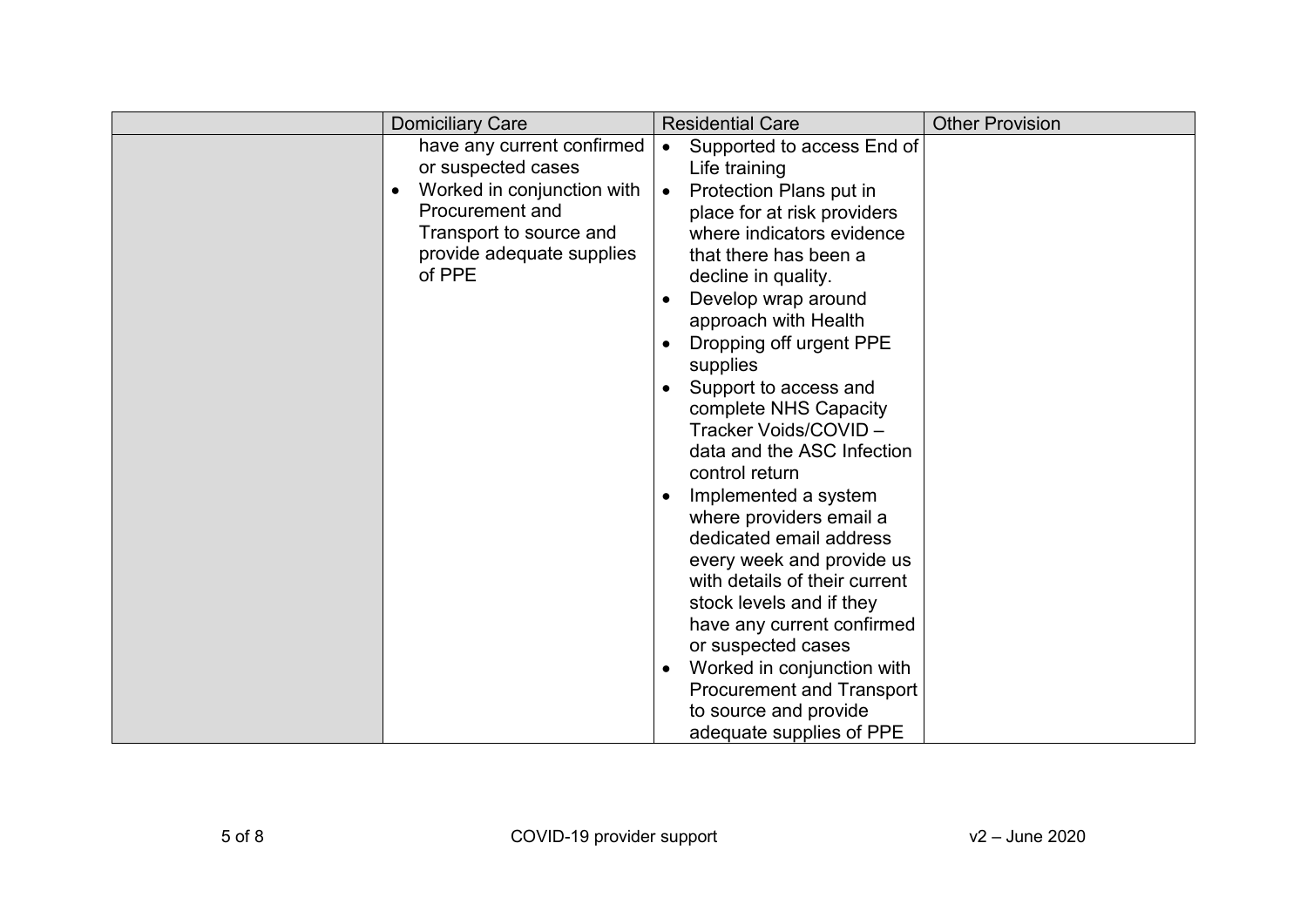| | Domiciliary Care | Residential Care | Other Provision |
|---|---|---|---|
| | have any current confirmed or suspected cases<br>• Worked in conjunction with Procurement and Transport to source and provide adequate supplies of PPE | • Supported to access End of Life training<br>• Protection Plans put in place for at risk providers where indicators evidence that there has been a decline in quality.<br>• Develop wrap around approach with Health<br>• Dropping off urgent PPE supplies<br>• Support to access and complete NHS Capacity Tracker Voids/COVID – data and the ASC Infection control return<br>• Implemented a system where providers email a dedicated email address every week and provide us with details of their current stock levels and if they have any current confirmed or suspected cases<br>• Worked in conjunction with Procurement and Transport to source and provide adequate supplies of PPE | |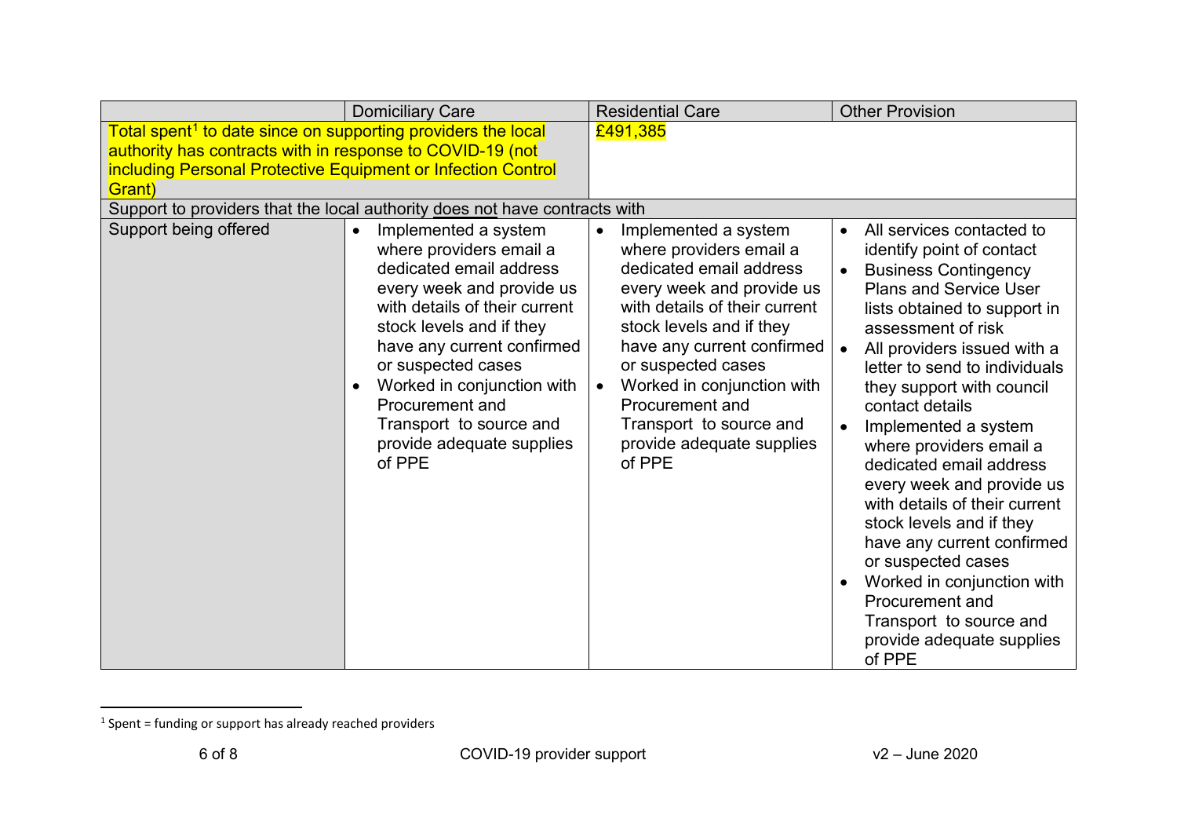| | Domiciliary Care | Residential Care | Other Provision |
|---|---|---|---|
| Total spent[1] to date since on supporting providers the local authority has contracts with in response to COVID-19 (not including Personal Protective Equipment or Infection Control Grant) | | £491,385 | |
| Support to providers that the local authority does not have contracts with | | | |
| Support being offered | • Implemented a system where providers email a dedicated email address every week and provide us with details of their current stock levels and if they have any current confirmed or suspected cases<br>• Worked in conjunction with Procurement and Transport to source and provide adequate supplies of PPE | • Implemented a system where providers email a dedicated email address every week and provide us with details of their current stock levels and if they have any current confirmed or suspected cases<br>• Worked in conjunction with Procurement and Transport to source and provide adequate supplies of PPE | • All services contacted to identify point of contact<br>• Business Contingency Plans and Service User lists obtained to support in assessment of risk<br>• All providers issued with a letter to send to individuals they support with council contact details<br>• Implemented a system where providers email a dedicated email address every week and provide us with details of their current stock levels and if they have any current confirmed or suspected cases<br>• Worked in conjunction with Procurement and Transport to source and provide adequate supplies of PPE |

[1] Spent = funding or support has already reached providers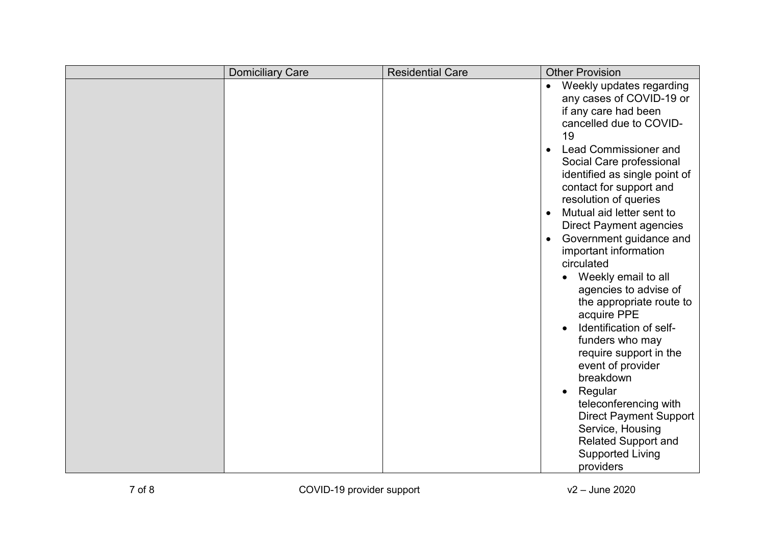| | Domiciliary Care | Residential Care | Other Provision |
|---|---|---|---|
| | | | • Weekly updates regarding any cases of COVID-19 or if any care had been cancelled due to COVID-19<br>• Lead Commissioner and Social Care professional identified as single point of contact for support and resolution of queries<br>• Mutual aid letter sent to Direct Payment agencies<br>• Government guidance and important information circulated<br>&nbsp;&nbsp;• Weekly email to all agencies to advise of the appropriate route to acquire PPE<br>&nbsp;&nbsp;• Identification of self-funders who may require support in the event of provider breakdown<br>&nbsp;&nbsp;• Regular teleconferencing with Direct Payment Support Service, Housing Related Support and Supported Living providers |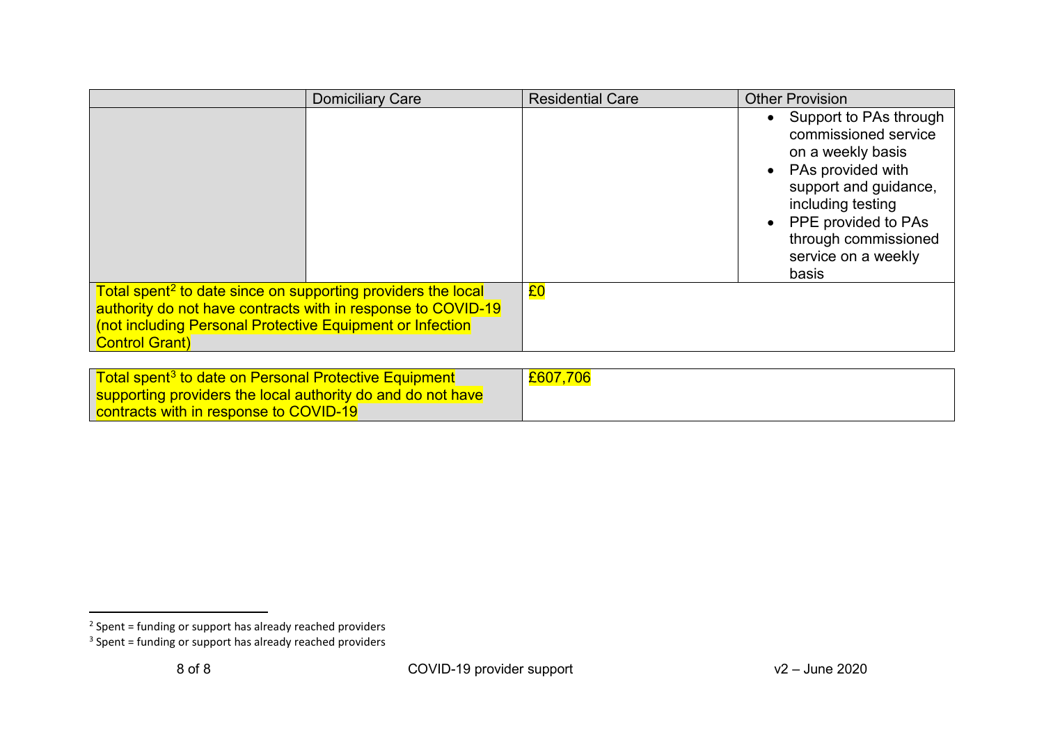| | Domiciliary Care | Residential Care | Other Provision |
|---|---|---|---|
| | | | • Support to PAs through commissioned service on a weekly basis<br>• PAs provided with support and guidance, including testing<br>• PPE provided to PAs through commissioned service on a weekly basis |
| Total spent[2] to date since on supporting providers the local authority do not have contracts with in response to COVID-19 (not including Personal Protective Equipment or Infection Control Grant) | | £0 | |

| | |
|---|---|
| Total spent[3] to date on Personal Protective Equipment supporting providers the local authority do and do not have contracts with in response to COVID-19 | £607,706 |

[2] Spent = funding or support has already reached providers

[3] Spent = funding or support has already reached providers